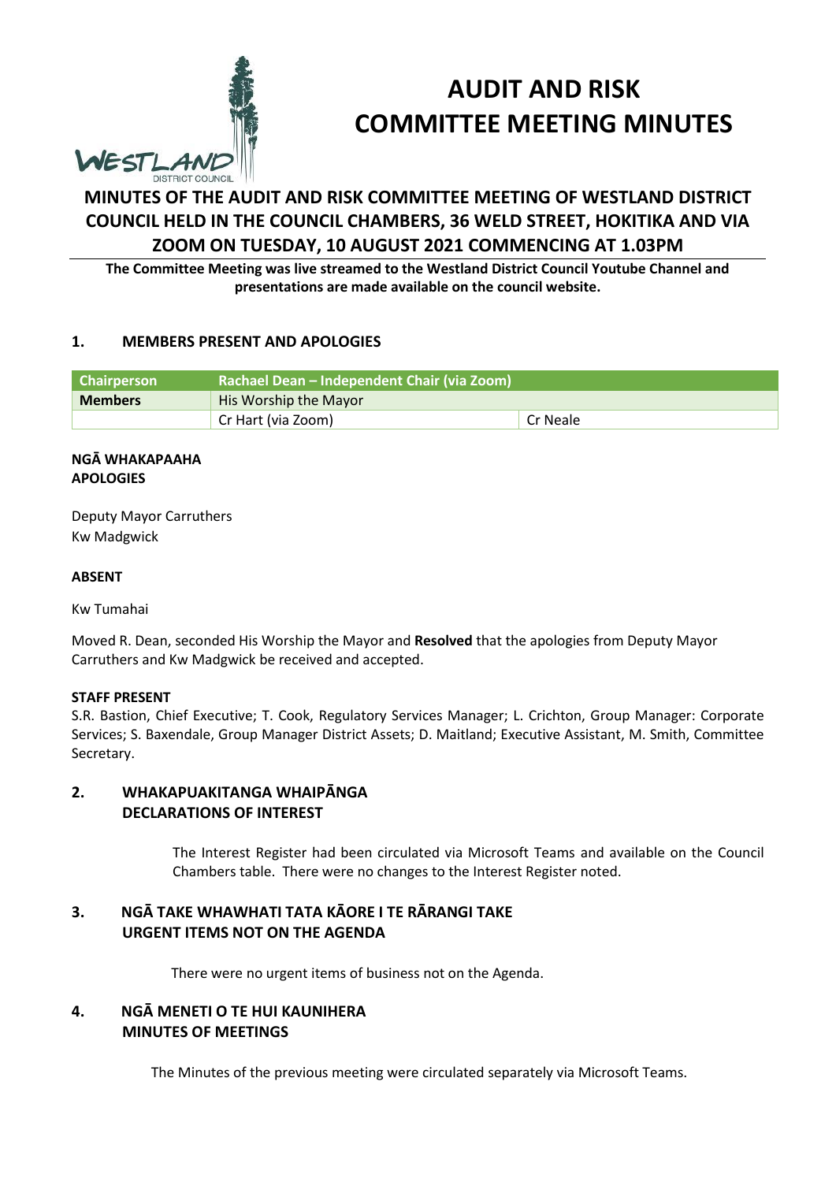# AUDIT AND RISK COMMITTEE MEETING MINUTES

## MINUTES OF THE AUDIT AND RISK COMMITTEE MEETING OF WESTLAND DISTRICT COUNCIL HELD IN THE COUNCIL CHAMBERS, 36 WELD STREET, HOKITIKA AND VIA ZOOM ON TUESDAY, 10 AUGUST 2021 COMMENCING AT 1.03PM

**The Committee Meeting was live streamed to the Westland District Council Youtube Channel and presentations are made available on the council website.**

### 1. MEMBERS PRESENT AND APOLOGIES

| Chairperson | Rachael Dean – Independent Chair (via Zoom) | |
|---|---|---|
| **Members** | His Worship the Mayor | |
| | Cr Hart (via Zoom) | Cr Neale |

**NGĀ WHAKAPAAHA**
**APOLOGIES**

Deputy Mayor Carruthers
Kw Madgwick

**ABSENT**

Kw Tumahai

Moved R. Dean, seconded His Worship the Mayor and **Resolved** that the apologies from Deputy Mayor Carruthers and Kw Madgwick be received and accepted.

**STAFF PRESENT**

S.R. Bastion, Chief Executive; T. Cook, Regulatory Services Manager; L. Crichton, Group Manager: Corporate Services; S. Baxendale, Group Manager District Assets; D. Maitland; Executive Assistant, M. Smith, Committee Secretary.

### 2. WHAKAPUAKITANGA WHAIPĀNGA DECLARATIONS OF INTEREST

The Interest Register had been circulated via Microsoft Teams and available on the Council Chambers table. There were no changes to the Interest Register noted.

### 3. NGĀ TAKE WHAWHATI TATA KĀORE I TE RĀRANGI TAKE URGENT ITEMS NOT ON THE AGENDA

There were no urgent items of business not on the Agenda.

### 4. NGĀ MENETI O TE HUI KAUNIHERA MINUTES OF MEETINGS

The Minutes of the previous meeting were circulated separately via Microsoft Teams.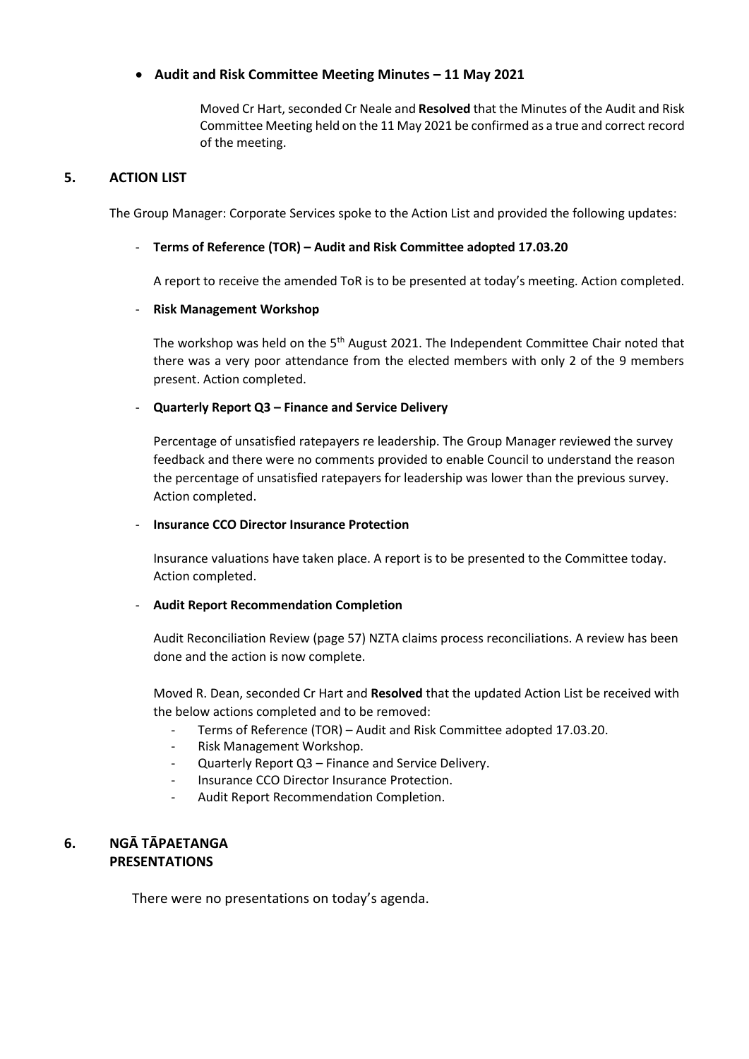- **Audit and Risk Committee Meeting Minutes – 11 May 2021**

  Moved Cr Hart, seconded Cr Neale and **Resolved** that the Minutes of the Audit and Risk Committee Meeting held on the 11 May 2021 be confirmed as a true and correct record of the meeting.

## 5. ACTION LIST

The Group Manager: Corporate Services spoke to the Action List and provided the following updates:

- **Terms of Reference (TOR) – Audit and Risk Committee adopted 17.03.20**

  A report to receive the amended ToR is to be presented at today's meeting. Action completed.

- **Risk Management Workshop**

  The workshop was held on the 5th August 2021. The Independent Committee Chair noted that there was a very poor attendance from the elected members with only 2 of the 9 members present. Action completed.

- **Quarterly Report Q3 – Finance and Service Delivery**

  Percentage of unsatisfied ratepayers re leadership. The Group Manager reviewed the survey feedback and there were no comments provided to enable Council to understand the reason the percentage of unsatisfied ratepayers for leadership was lower than the previous survey. Action completed.

- **Insurance CCO Director Insurance Protection**

  Insurance valuations have taken place. A report is to be presented to the Committee today. Action completed.

- **Audit Report Recommendation Completion**

  Audit Reconciliation Review (page 57) NZTA claims process reconciliations. A review has been done and the action is now complete.

  Moved R. Dean, seconded Cr Hart and **Resolved** that the updated Action List be received with the below actions completed and to be removed:
  - Terms of Reference (TOR) – Audit and Risk Committee adopted 17.03.20.
  - Risk Management Workshop.
  - Quarterly Report Q3 – Finance and Service Delivery.
  - Insurance CCO Director Insurance Protection.
  - Audit Report Recommendation Completion.

## 6. NGĀ TĀPAETANGA PRESENTATIONS

There were no presentations on today's agenda.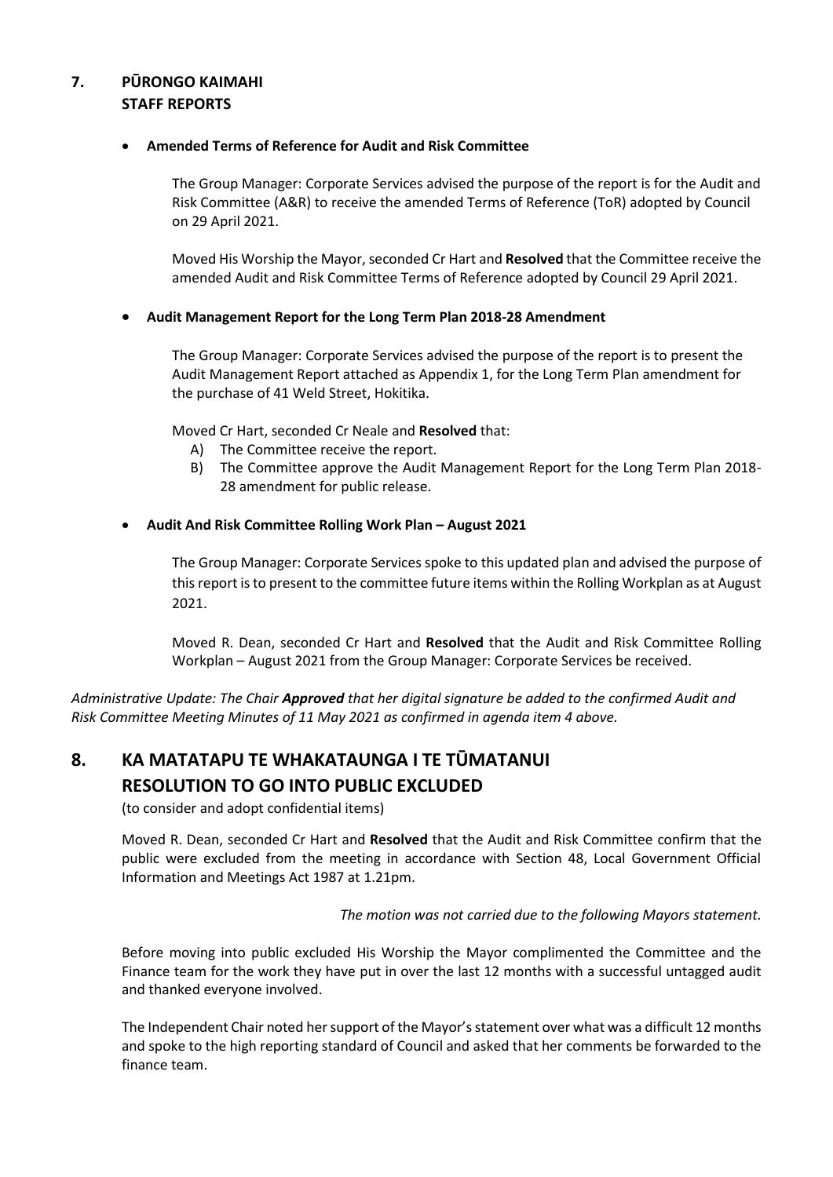## 7. PŪRONGO KAIMAHI
## STAFF REPORTS

- **Amended Terms of Reference for Audit and Risk Committee**

  The Group Manager: Corporate Services advised the purpose of the report is for the Audit and Risk Committee (A&R) to receive the amended Terms of Reference (ToR) adopted by Council on 29 April 2021.

  Moved His Worship the Mayor, seconded Cr Hart and **Resolved** that the Committee receive the amended Audit and Risk Committee Terms of Reference adopted by Council 29 April 2021.

- **Audit Management Report for the Long Term Plan 2018-28 Amendment**

  The Group Manager: Corporate Services advised the purpose of the report is to present the Audit Management Report attached as Appendix 1, for the Long Term Plan amendment for the purchase of 41 Weld Street, Hokitika.

  Moved Cr Hart, seconded Cr Neale and **Resolved** that:

  A) The Committee receive the report.
  B) The Committee approve the Audit Management Report for the Long Term Plan 2018-28 amendment for public release.

- **Audit And Risk Committee Rolling Work Plan – August 2021**

  The Group Manager: Corporate Services spoke to this updated plan and advised the purpose of this report is to present to the committee future items within the Rolling Workplan as at August 2021.

  Moved R. Dean, seconded Cr Hart and **Resolved** that the Audit and Risk Committee Rolling Workplan – August 2021 from the Group Manager: Corporate Services be received.

*Administrative Update: The Chair **Approved** that her digital signature be added to the confirmed Audit and Risk Committee Meeting Minutes of 11 May 2021 as confirmed in agenda item 4 above.*

## 8. KA MATATAPU TE WHAKATAUNGA I TE TŪMATANUI
## RESOLUTION TO GO INTO PUBLIC EXCLUDED

(to consider and adopt confidential items)

Moved R. Dean, seconded Cr Hart and **Resolved** that the Audit and Risk Committee confirm that the public were excluded from the meeting in accordance with Section 48, Local Government Official Information and Meetings Act 1987 at 1.21pm.

*The motion was not carried due to the following Mayors statement.*

Before moving into public excluded His Worship the Mayor complimented the Committee and the Finance team for the work they have put in over the last 12 months with a successful untagged audit and thanked everyone involved.

The Independent Chair noted her support of the Mayor's statement over what was a difficult 12 months and spoke to the high reporting standard of Council and asked that her comments be forwarded to the finance team.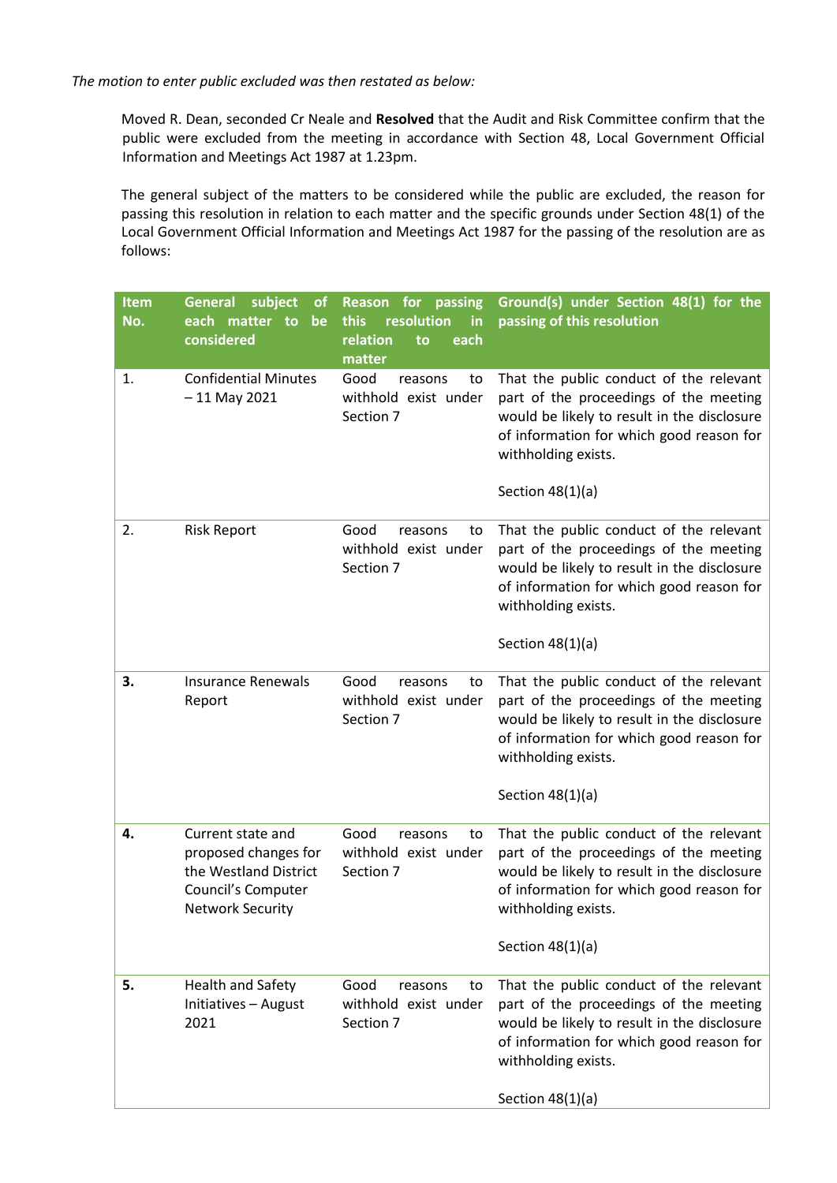*The motion to enter public excluded was then restated as below:*

Moved R. Dean, seconded Cr Neale and **Resolved** that the Audit and Risk Committee confirm that the public were excluded from the meeting in accordance with Section 48, Local Government Official Information and Meetings Act 1987 at 1.23pm.

The general subject of the matters to be considered while the public are excluded, the reason for passing this resolution in relation to each matter and the specific grounds under Section 48(1) of the Local Government Official Information and Meetings Act 1987 for the passing of the resolution are as follows:

| Item No. | General subject of each matter to be considered | Reason for passing this resolution in relation to each matter | Ground(s) under Section 48(1) for the passing of this resolution |
|---|---|---|---|
| 1. | Confidential Minutes – 11 May 2021 | Good reasons to withhold exist under Section 7 | That the public conduct of the relevant part of the proceedings of the meeting would be likely to result in the disclosure of information for which good reason for withholding exists.<br><br>Section 48(1)(a) |
| 2. | Risk Report | Good reasons to withhold exist under Section 7 | That the public conduct of the relevant part of the proceedings of the meeting would be likely to result in the disclosure of information for which good reason for withholding exists.<br><br>Section 48(1)(a) |
| **3.** | Insurance Renewals Report | Good reasons to withhold exist under Section 7 | That the public conduct of the relevant part of the proceedings of the meeting would be likely to result in the disclosure of information for which good reason for withholding exists.<br><br>Section 48(1)(a) |
| **4.** | Current state and proposed changes for the Westland District Council's Computer Network Security | Good reasons to withhold exist under Section 7 | That the public conduct of the relevant part of the proceedings of the meeting would be likely to result in the disclosure of information for which good reason for withholding exists.<br><br>Section 48(1)(a) |
| **5.** | Health and Safety Initiatives – August 2021 | Good reasons to withhold exist under Section 7 | That the public conduct of the relevant part of the proceedings of the meeting would be likely to result in the disclosure of information for which good reason for withholding exists.<br><br>Section 48(1)(a) |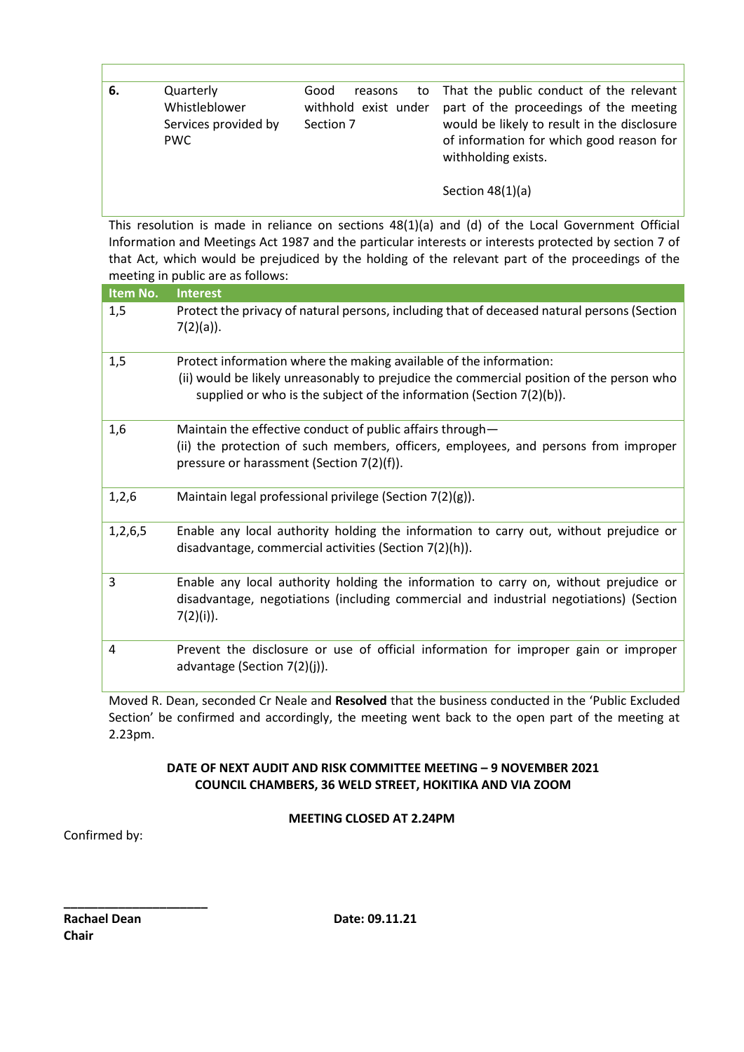| | | | |
|---|---|---|---|
| **6.** | Quarterly Whistleblower Services provided by PWC | Good reasons to withhold exist under Section 7 | That the public conduct of the relevant part of the proceedings of the meeting would be likely to result in the disclosure of information for which good reason for withholding exists.<br><br>Section 48(1)(a) |

This resolution is made in reliance on sections 48(1)(a) and (d) of the Local Government Official Information and Meetings Act 1987 and the particular interests or interests protected by section 7 of that Act, which would be prejudiced by the holding of the relevant part of the proceedings of the meeting in public are as follows:

| Item No. | Interest |
|---|---|
| 1,5 | Protect the privacy of natural persons, including that of deceased natural persons (Section 7(2)(a)). |
| 1,5 | Protect information where the making available of the information:<br>(ii) would be likely unreasonably to prejudice the commercial position of the person who supplied or who is the subject of the information (Section 7(2)(b)). |
| 1,6 | Maintain the effective conduct of public affairs through—<br>(ii) the protection of such members, officers, employees, and persons from improper pressure or harassment (Section 7(2)(f)). |
| 1,2,6 | Maintain legal professional privilege (Section 7(2)(g)). |
| 1,2,6,5 | Enable any local authority holding the information to carry out, without prejudice or disadvantage, commercial activities (Section 7(2)(h)). |
| 3 | Enable any local authority holding the information to carry on, without prejudice or disadvantage, negotiations (including commercial and industrial negotiations) (Section 7(2)(i)). |
| 4 | Prevent the disclosure or use of official information for improper gain or improper advantage (Section 7(2)(j)). |

Moved R. Dean, seconded Cr Neale and **Resolved** that the business conducted in the 'Public Excluded Section' be confirmed and accordingly, the meeting went back to the open part of the meeting at 2.23pm.

**DATE OF NEXT AUDIT AND RISK COMMITTEE MEETING – 9 NOVEMBER 2021**
**COUNCIL CHAMBERS, 36 WELD STREET, HOKITIKA AND VIA ZOOM**

**MEETING CLOSED AT 2.24PM**

Confirmed by:

\_\_\_\_\_\_\_\_\_\_\_\_\_\_\_\_\_\_\_\_\_\_

**Rachael Dean**
**Chair**

**Date: 09.11.21**